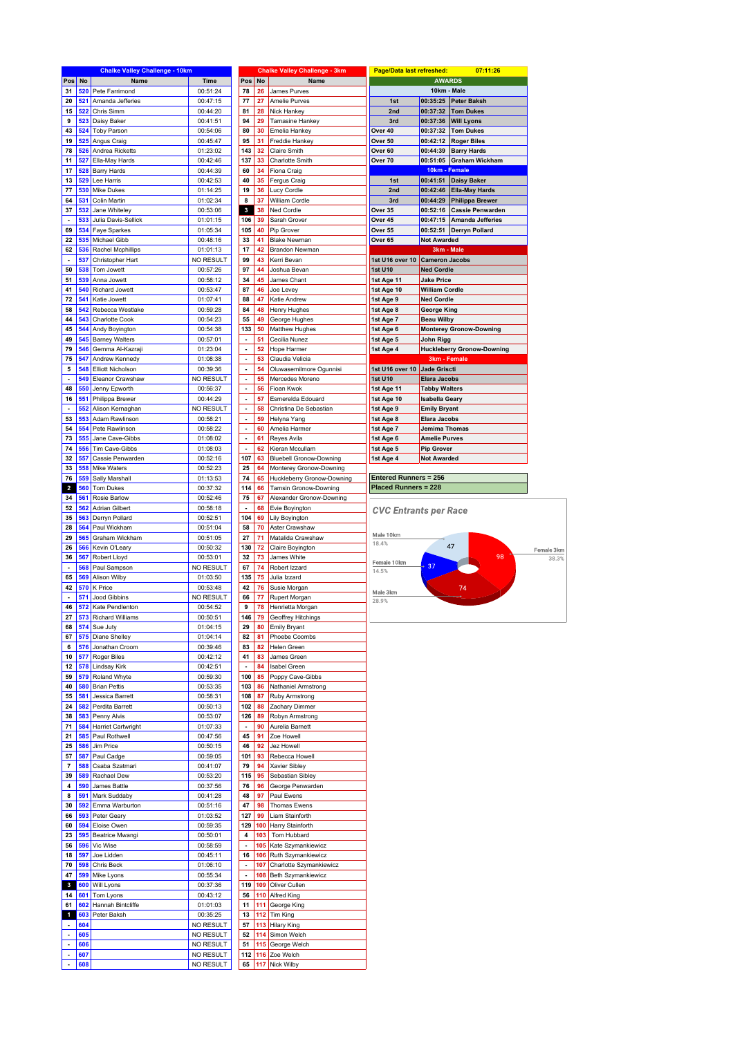## Chalke Valley Challenge - 10km

| Pos | No | Name | Time |
|---|---|---|---|
| 31 | 520 | Pete Farrimond | 00:51:24 |
| 20 | 521 | Amanda Jefferies | 00:47:15 |
| 15 | 522 | Chris Simm | 00:44:20 |
| 9 | 523 | Daisy Baker | 00:41:51 |
| 43 | 524 | Toby Parson | 00:54:06 |
| 19 | 525 | Angus Craig | 00:45:47 |
| 78 | 526 | Andrea Ricketts | 01:23:02 |
| 11 | 527 | Ella-May Hards | 00:42:46 |
| 17 | 528 | Barry Hards | 00:44:39 |
| 13 | 529 | Lee Harris | 00:42:53 |
| 77 | 530 | Mike Dukes | 01:14:25 |
| 64 | 531 | Colin Martin | 01:02:34 |
| 37 | 532 | Jane Whiteley | 00:53:06 |
| - | 533 | Julia Davis-Sellick | 01:01:15 |
| 69 | 534 | Faye Sparkes | 01:05:34 |
| 22 | 535 | Michael Gibb | 00:48:16 |
| 62 | 536 | Rachel Mcphillips | 01:01:13 |
| - | 537 | Christopher Hart | NO RESULT |
| 50 | 538 | Tom Jowett | 00:57:26 |
| 51 | 539 | Anna Jowett | 00:58:12 |
| 41 | 540 | Richard Jowett | 00:53:47 |
| 72 | 541 | Katie Jowett | 01:07:41 |
| 58 | 542 | Rebecca Westlake | 00:59:28 |
| 44 | 543 | Charlotte Cook | 00:54:23 |
| 45 | 544 | Andy Boyington | 00:54:38 |
| 49 | 545 | Barney Walters | 00:57:01 |
| 79 | 546 | Gemma Al-Kazraji | 01:23:04 |
| 75 | 547 | Andrew Kennedy | 01:08:38 |
| 5 | 548 | Elliott Nicholson | 00:39:36 |
| - | 549 | Eleanor Crawshaw | NO RESULT |
| 48 | 550 | Jenny Epworth | 00:56:37 |
| 16 | 551 | Philippa Brewer | 00:44:29 |
| - | 552 | Alison Kernaghan | NO RESULT |
| 53 | 553 | Adam Rawlinson | 00:58:21 |
| 54 | 554 | Pete Rawlinson | 00:58:22 |
| 73 | 555 | Jane Cave-Gibbs | 01:08:02 |
| 74 | 556 | Tim Cave-Gibbs | 01:08:03 |
| 32 | 557 | Cassie Penwarden | 00:52:16 |
| 33 | 558 | Mike Waters | 00:52:23 |
| 76 | 559 | Sally Marshall | 01:13:53 |
| 2 | 560 | Tom Dukes | 00:37:32 |
| 34 | 561 | Rosie Barlow | 00:52:46 |
| 52 | 562 | Adrian Gilbert | 00:58:18 |
| 35 | 563 | Derryn Pollard | 00:52:51 |
| 28 | 564 | Paul Wickham | 00:51:04 |
| 29 | 565 | Graham Wickham | 00:51:05 |
| 26 | 566 | Kevin O'Leary | 00:50:32 |
| 36 | 567 | Robert Lloyd | 00:53:01 |
| - | 568 | Paul Sampson | NO RESULT |
| 65 | 569 | Alison Wilby | 01:03:50 |
| 42 | 570 | K Price | 00:53:48 |
| - | 571 | Jood Gibbins | NO RESULT |
| 46 | 572 | Kate Pendlenton | 00:54:52 |
| 27 | 573 | Richard Williams | 00:50:51 |
| 68 | 574 | Sue Juty | 01:04:15 |
| 67 | 575 | Diane Shelley | 01:04:14 |
| 6 | 576 | Jonathan Croom | 00:39:46 |
| 10 | 577 | Roger Biles | 00:42:12 |
| 12 | 578 | Lindsay Kirk | 00:42:51 |
| 59 | 579 | Roland Whyte | 00:59:30 |
| 40 | 580 | Brian Pettis | 00:53:35 |
| 55 | 581 | Jessica Barrett | 00:58:31 |
| 24 | 582 | Perdita Barrett | 00:50:13 |
| 38 | 583 | Penny Alvis | 00:53:07 |
| 71 | 584 | Harriet Cartwright | 01:07:33 |
| 21 | 585 | Paul Rothwell | 00:47:56 |
| 25 | 586 | Jim Price | 00:50:15 |
| 57 | 587 | Paul Cadge | 00:59:05 |
| 7 | 588 | Csaba Szatmari | 00:41:07 |
| 39 | 589 | Rachael Dew | 00:53:20 |
| 4 | 590 | James Battle | 00:37:56 |
| 8 | 591 | Mark Suddaby | 00:41:28 |
| 30 | 592 | Emma Warburton | 00:51:16 |
| 66 | 593 | Peter Geary | 01:03:52 |
| 60 | 594 | Eloise Owen | 00:59:35 |
| 23 | 595 | Beatrice Mwangi | 00:50:01 |
| 56 | 596 | Vic Wise | 00:58:59 |
| 18 | 597 | Joe Lidden | 00:45:11 |
| 70 | 598 | Chris Beck | 01:06:10 |
| 47 | 599 | Mike Lyons | 00:55:34 |
| 3 | 600 | Will Lyons | 00:37:36 |
| 14 | 601 | Tom Lyons | 00:43:12 |
| 61 | 602 | Hannah Bintcliffe | 01:01:03 |
| 1 | 603 | Peter Baksh | 00:35:25 |
| - | 604 | | NO RESULT |
| - | 605 | | NO RESULT |
| - | 606 | | NO RESULT |
| - | 607 | | NO RESULT |
| - | 608 | | NO RESULT |

## Chalke Valley Challenge - 3km

| Pos | No | Name |
|---|---|---|
| 78 | 26 | James Purves |
| 77 | 27 | Amelie Purves |
| 81 | 28 | Nick Hankey |
| 94 | 29 | Tamasine Hankey |
| 80 | 30 | Emelia Hankey |
| 95 | 31 | Freddie Hankey |
| 143 | 32 | Claire Smith |
| 137 | 33 | Charlotte Smith |
| 60 | 34 | Fiona Craig |
| 40 | 35 | Fergus Craig |
| 19 | 36 | Lucy Cordle |
| 8 | 37 | William Cordle |
| 3 | 38 | Ned Cordle |
| 106 | 39 | Sarah Grover |
| 105 | 40 | Pip Grover |
| 33 | 41 | Blake Newman |
| 17 | 42 | Brandon Newman |
| 99 | 43 | Kerri Bevan |
| 97 | 44 | Joshua Bevan |
| 34 | 45 | James Chant |
| 87 | 46 | Joe Levey |
| 88 | 47 | Katie Andrew |
| 84 | 48 | Henry Hughes |
| 55 | 49 | George Hughes |
| 133 | 50 | Matthew Hughes |
| - | 51 | Cecilia Nunez |
| - | 52 | Hope Harmer |
| - | 53 | Claudia Velicia |
| - | 54 | Oluwasemilmore Ogunnisi |
| - | 55 | Mercedes Moreno |
| - | 56 | Fioan Kwok |
| - | 57 | Esmerelda Edouard |
| - | 58 | Christina De Sebastian |
| - | 59 | Helyna Yang |
| - | 60 | Amelia Harmer |
| - | 61 | Reyes Avila |
| - | 62 | Kieran Mccullam |
| 107 | 63 | Bluebell Gronow-Downing |
| 25 | 64 | Monterey Gronow-Downing |
| 74 | 65 | Huckleberry Gronow-Downing |
| 114 | 66 | Tamsin Gronow-Downing |
| 75 | 67 | Alexander Gronow-Downing |
| - | 68 | Evie Boyington |
| 104 | 69 | Lily Boyington |
| 58 | 70 | Aster Crawshaw |
| 27 | 71 | Matalida Crawshaw |
| 130 | 72 | Claire Boyington |
| 32 | 73 | James White |
| 67 | 74 | Robert Izzard |
| 135 | 75 | Julia Izzard |
| 42 | 76 | Susie Morgan |
| 66 | 77 | Rupert Morgan |
| 9 | 78 | Henrietta Morgan |
| 146 | 79 | Geoffrey Hitchings |
| 29 | 80 | Emily Bryant |
| 82 | 81 | Phoebe Coombs |
| 83 | 82 | Helen Green |
| 41 | 83 | James Green |
| - | 84 | Isabel Green |
| 100 | 85 | Poppy Cave-Gibbs |
| 103 | 86 | Nathaniel Armstrong |
| 108 | 87 | Ruby Armstrong |
| 102 | 88 | Zachary Dimmer |
| 126 | 89 | Robyn Armstrong |
| - | 90 | Aurelia Barnett |
| 45 | 91 | Zoe Howell |
| 46 | 92 | Jez Howell |
| 101 | 93 | Rebecca Howell |
| 79 | 94 | Xavier Sibley |
| 115 | 95 | Sebastian Sibley |
| 76 | 96 | George Penwarden |
| 48 | 97 | Paul Ewens |
| 47 | 98 | Thomas Ewens |
| 127 | 99 | Liam Stainforth |
| 129 | 100 | Harry Stainforth |
| 4 | 103 | Tom Hubbard |
| - | 105 | Kate Szymankiewicz |
| 16 | 106 | Ruth Szymankiewicz |
| - | 107 | Charlotte Szymankiewicz |
| - | 108 | Beth Szymankiewicz |
| 119 | 109 | Oliver Cullen |
| 56 | 110 | Alfred King |
| 11 | 111 | George King |
| 13 | 112 | Tim King |
| 57 | 113 | Hilary King |
| 52 | 114 | Simon Welch |
| 51 | 115 | George Welch |
| 112 | 116 | Zoe Welch |
| 65 | 117 | Nick Wilby |

Page/Data last refreshed: 07:11:26

## AWARDS

| 10km - Male | | |
|---|---|---|
| 1st | 00:35:25 | Peter Baksh |
| 2nd | 00:37:32 | Tom Dukes |
| 3rd | 00:37:36 | Will Lyons |
| Over 40 | 00:37:32 | Tom Dukes |
| Over 50 | 00:42:12 | Roger Biles |
| Over 60 | 00:44:39 | Barry Hards |
| Over 70 | 00:51:05 | Graham Wickham |
| **10km - Female** | | |
| 1st | 00:41:51 | Daisy Baker |
| 2nd | 00:42:46 | Ella-May Hards |
| 3rd | 00:44:29 | Philippa Brewer |
| Over 35 | 00:52:16 | Cassie Penwarden |
| Over 45 | 00:47:15 | Amanda Jefferies |
| Over 55 | 00:52:51 | Derryn Pollard |
| Over 65 | Not Awarded | |

| 3km - Male | |
|---|---|
| 1st U16 over 10 | Cameron Jacobs |
| 1st U10 | Ned Cordle |
| 1st Age 11 | Jake Price |
| 1st Age 10 | William Cordle |
| 1st Age 9 | Ned Cordle |
| 1st Age 8 | George King |
| 1st Age 7 | Beau Wilby |
| 1st Age 6 | Monterey Gronow-Downing |
| 1st Age 5 | John Rigg |
| 1st Age 4 | Huckleberry Gronow-Downing |
| **3km - Female** | |
| 1st U16 over 10 | Jade Griscti |
| 1st U10 | Elara Jacobs |
| 1st Age 11 | Tabby Walters |
| 1st Age 10 | Isabella Geary |
| 1st Age 9 | Emily Bryant |
| 1st Age 8 | Elara Jacobs |
| 1st Age 7 | Jemima Thomas |
| 1st Age 6 | Amelie Purves |
| 1st Age 5 | Pip Grover |
| 1st Age 4 | Not Awarded |

Entered Runners = 256

Placed Runners = 228

### CVC Entrants per Race

| Race | Entrants | Share |
|---|---|---|
| Male 10km | 47 | 18.4% |
| Female 10km | 37 | 14.5% |
| Male 3km | 74 | 28.9% |
| Female 3km | 98 | 38.3% |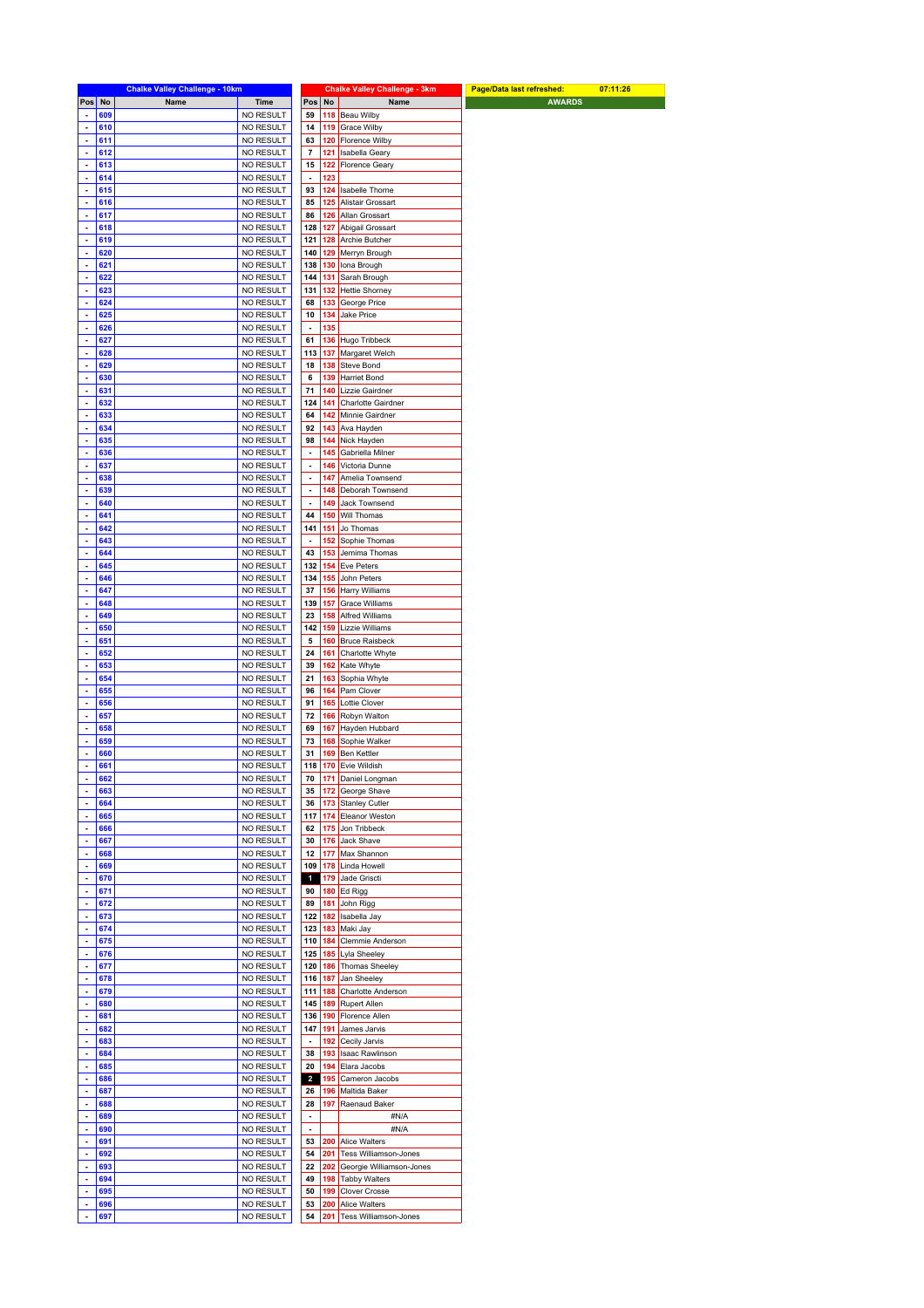**Chalke Valley Challenge - 10km**

| Pos | No | Name | Time |
|---|---|---|---|
| - | 609 | | NO RESULT |
| - | 610 | | NO RESULT |
| - | 611 | | NO RESULT |
| - | 612 | | NO RESULT |
| - | 613 | | NO RESULT |
| - | 614 | | NO RESULT |
| - | 615 | | NO RESULT |
| - | 616 | | NO RESULT |
| - | 617 | | NO RESULT |
| - | 618 | | NO RESULT |
| - | 619 | | NO RESULT |
| - | 620 | | NO RESULT |
| - | 621 | | NO RESULT |
| - | 622 | | NO RESULT |
| - | 623 | | NO RESULT |
| - | 624 | | NO RESULT |
| - | 625 | | NO RESULT |
| - | 626 | | NO RESULT |
| - | 627 | | NO RESULT |
| - | 628 | | NO RESULT |
| - | 629 | | NO RESULT |
| - | 630 | | NO RESULT |
| - | 631 | | NO RESULT |
| - | 632 | | NO RESULT |
| - | 633 | | NO RESULT |
| - | 634 | | NO RESULT |
| - | 635 | | NO RESULT |
| - | 636 | | NO RESULT |
| - | 637 | | NO RESULT |
| - | 638 | | NO RESULT |
| - | 639 | | NO RESULT |
| - | 640 | | NO RESULT |
| - | 641 | | NO RESULT |
| - | 642 | | NO RESULT |
| - | 643 | | NO RESULT |
| - | 644 | | NO RESULT |
| - | 645 | | NO RESULT |
| - | 646 | | NO RESULT |
| - | 647 | | NO RESULT |
| - | 648 | | NO RESULT |
| - | 649 | | NO RESULT |
| - | 650 | | NO RESULT |
| - | 651 | | NO RESULT |
| - | 652 | | NO RESULT |
| - | 653 | | NO RESULT |
| - | 654 | | NO RESULT |
| - | 655 | | NO RESULT |
| - | 656 | | NO RESULT |
| - | 657 | | NO RESULT |
| - | 658 | | NO RESULT |
| - | 659 | | NO RESULT |
| - | 660 | | NO RESULT |
| - | 661 | | NO RESULT |
| - | 662 | | NO RESULT |
| - | 663 | | NO RESULT |
| - | 664 | | NO RESULT |
| - | 665 | | NO RESULT |
| - | 666 | | NO RESULT |
| - | 667 | | NO RESULT |
| - | 668 | | NO RESULT |
| - | 669 | | NO RESULT |
| - | 670 | | NO RESULT |
| - | 671 | | NO RESULT |
| - | 672 | | NO RESULT |
| - | 673 | | NO RESULT |
| - | 674 | | NO RESULT |
| - | 675 | | NO RESULT |
| - | 676 | | NO RESULT |
| - | 677 | | NO RESULT |
| - | 678 | | NO RESULT |
| - | 679 | | NO RESULT |
| - | 680 | | NO RESULT |
| - | 681 | | NO RESULT |
| - | 682 | | NO RESULT |
| - | 683 | | NO RESULT |
| - | 684 | | NO RESULT |
| - | 685 | | NO RESULT |
| - | 686 | | NO RESULT |
| - | 687 | | NO RESULT |
| - | 688 | | NO RESULT |
| - | 689 | | NO RESULT |
| - | 690 | | NO RESULT |
| - | 691 | | NO RESULT |
| - | 692 | | NO RESULT |
| - | 693 | | NO RESULT |
| - | 694 | | NO RESULT |
| - | 695 | | NO RESULT |
| - | 696 | | NO RESULT |
| - | 697 | | NO RESULT |

**Chalke Valley Challenge - 3km**

| Pos | No | Name |
|---|---|---|
| 59 | 118 | Beau Wilby |
| 14 | 119 | Grace Wilby |
| 63 | 120 | Florence Wilby |
| 7 | 121 | Isabella Geary |
| 15 | 122 | Florence Geary |
| - | 123 | |
| 93 | 124 | Isabelle Thorne |
| 85 | 125 | Alistair Grossart |
| 86 | 126 | Allan Grossart |
| 128 | 127 | Abigail Grossart |
| 121 | 128 | Archie Butcher |
| 140 | 129 | Merryn Brough |
| 138 | 130 | Iona Brough |
| 144 | 131 | Sarah Brough |
| 131 | 132 | Hettie Shorney |
| 68 | 133 | George Price |
| 10 | 134 | Jake Price |
| - | 135 | |
| 61 | 136 | Hugo Tribbeck |
| 113 | 137 | Margaret Welch |
| 18 | 138 | Steve Bond |
| 6 | 139 | Harriet Bond |
| 71 | 140 | Lizzie Gairdner |
| 124 | 141 | Charlotte Gairdner |
| 64 | 142 | Minnie Gairdner |
| 92 | 143 | Ava Hayden |
| 98 | 144 | Nick Hayden |
| - | 145 | Gabriella Milner |
| - | 146 | Victoria Dunne |
| - | 147 | Amelia Townsend |
| - | 148 | Deborah Townsend |
| - | 149 | Jack Townsend |
| 44 | 150 | Will Thomas |
| 141 | 151 | Jo Thomas |
| - | 152 | Sophie Thomas |
| 43 | 153 | Jemima Thomas |
| 132 | 154 | Eve Peters |
| 134 | 155 | John Peters |
| 37 | 156 | Harry Williams |
| 139 | 157 | Grace Williams |
| 23 | 158 | Alfred Williams |
| 142 | 159 | Lizzie Williams |
| 5 | 160 | Bruce Raisbeck |
| 24 | 161 | Charlotte Whyte |
| 39 | 162 | Kate Whyte |
| 21 | 163 | Sophia Whyte |
| 96 | 164 | Pam Clover |
| 91 | 165 | Lottie Clover |
| 72 | 166 | Robyn Walton |
| 69 | 167 | Hayden Hubbard |
| 73 | 168 | Sophie Walker |
| 31 | 169 | Ben Kettler |
| 118 | 170 | Evie Wildish |
| 70 | 171 | Daniel Longman |
| 35 | 172 | George Shave |
| 36 | 173 | Stanley Cutler |
| 117 | 174 | Eleanor Weston |
| 62 | 175 | Jon Tribbeck |
| 30 | 176 | Jack Shave |
| 12 | 177 | Max Shannon |
| 109 | 178 | Linda Howell |
| 1 | 179 | Jade Griscti |
| 90 | 180 | Ed Rigg |
| 89 | 181 | John Rigg |
| 122 | 182 | Isabella Jay |
| 123 | 183 | Maki Jay |
| 110 | 184 | Clemmie Anderson |
| 125 | 185 | Lyla Sheeley |
| 120 | 186 | Thomas Sheeley |
| 116 | 187 | Jan Sheeley |
| 111 | 188 | Charlotte Anderson |
| 145 | 189 | Rupert Allen |
| 136 | 190 | Florence Allen |
| 147 | 191 | James Jarvis |
| - | 192 | Cecily Jarvis |
| 38 | 193 | Isaac Rawlinson |
| 20 | 194 | Elara Jacobs |
| 2 | 195 | Cameron Jacobs |
| 26 | 196 | Maltida Baker |
| 28 | 197 | Raenaud Baker |
| - | | #N/A |
| - | | #N/A |
| 53 | 200 | Alice Walters |
| 54 | 201 | Tess Williamson-Jones |
| 22 | 202 | Georgie Williamson-Jones |
| 49 | 198 | Tabby Walters |
| 50 | 199 | Clover Crosse |
| 53 | 200 | Alice Walters |
| 54 | 201 | Tess Williamson-Jones |

| Page/Data last refreshed: | 07:11:26 |
|---|---|
| AWARDS | |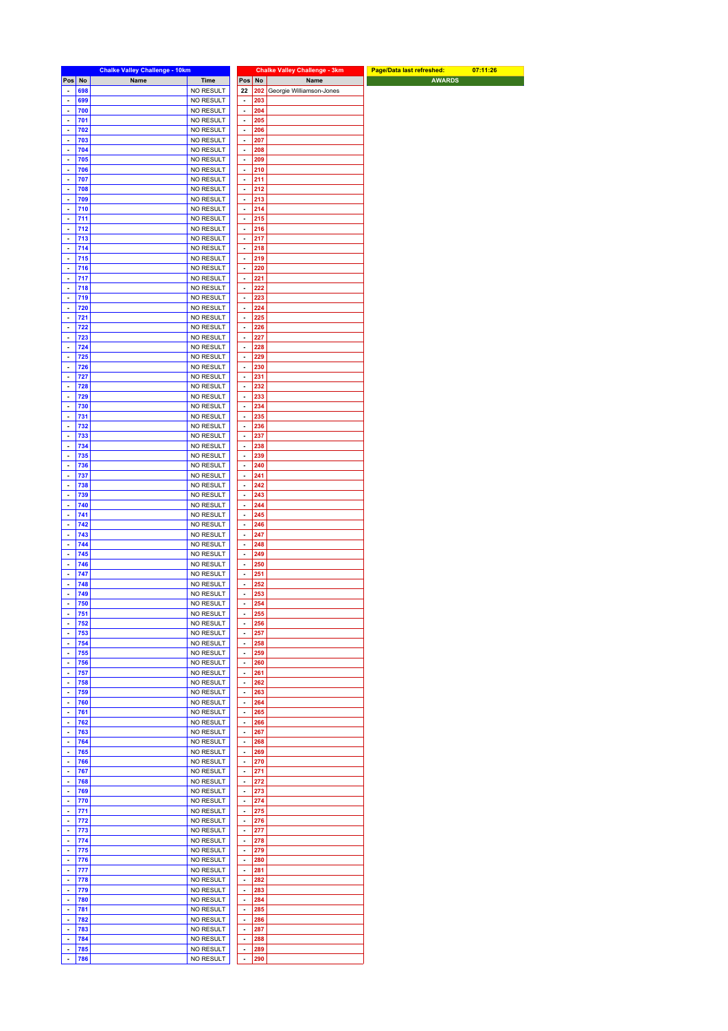| Chalke Valley Challenge - 10km | | | |
|---|---|---|---|
| Pos | No | Name | Time |
| - | 698 | | NO RESULT |
| - | 699 | | NO RESULT |
| - | 700 | | NO RESULT |
| - | 701 | | NO RESULT |
| - | 702 | | NO RESULT |
| - | 703 | | NO RESULT |
| - | 704 | | NO RESULT |
| - | 705 | | NO RESULT |
| - | 706 | | NO RESULT |
| - | 707 | | NO RESULT |
| - | 708 | | NO RESULT |
| - | 709 | | NO RESULT |
| - | 710 | | NO RESULT |
| - | 711 | | NO RESULT |
| - | 712 | | NO RESULT |
| - | 713 | | NO RESULT |
| - | 714 | | NO RESULT |
| - | 715 | | NO RESULT |
| - | 716 | | NO RESULT |
| - | 717 | | NO RESULT |
| - | 718 | | NO RESULT |
| - | 719 | | NO RESULT |
| - | 720 | | NO RESULT |
| - | 721 | | NO RESULT |
| - | 722 | | NO RESULT |
| - | 723 | | NO RESULT |
| - | 724 | | NO RESULT |
| - | 725 | | NO RESULT |
| - | 726 | | NO RESULT |
| - | 727 | | NO RESULT |
| - | 728 | | NO RESULT |
| - | 729 | | NO RESULT |
| - | 730 | | NO RESULT |
| - | 731 | | NO RESULT |
| - | 732 | | NO RESULT |
| - | 733 | | NO RESULT |
| - | 734 | | NO RESULT |
| - | 735 | | NO RESULT |
| - | 736 | | NO RESULT |
| - | 737 | | NO RESULT |
| - | 738 | | NO RESULT |
| - | 739 | | NO RESULT |
| - | 740 | | NO RESULT |
| - | 741 | | NO RESULT |
| - | 742 | | NO RESULT |
| - | 743 | | NO RESULT |
| - | 744 | | NO RESULT |
| - | 745 | | NO RESULT |
| - | 746 | | NO RESULT |
| - | 747 | | NO RESULT |
| - | 748 | | NO RESULT |
| - | 749 | | NO RESULT |
| - | 750 | | NO RESULT |
| - | 751 | | NO RESULT |
| - | 752 | | NO RESULT |
| - | 753 | | NO RESULT |
| - | 754 | | NO RESULT |
| - | 755 | | NO RESULT |
| - | 756 | | NO RESULT |
| - | 757 | | NO RESULT |
| - | 758 | | NO RESULT |
| - | 759 | | NO RESULT |
| - | 760 | | NO RESULT |
| - | 761 | | NO RESULT |
| - | 762 | | NO RESULT |
| - | 763 | | NO RESULT |
| - | 764 | | NO RESULT |
| - | 765 | | NO RESULT |
| - | 766 | | NO RESULT |
| - | 767 | | NO RESULT |
| - | 768 | | NO RESULT |
| - | 769 | | NO RESULT |
| - | 770 | | NO RESULT |
| - | 771 | | NO RESULT |
| - | 772 | | NO RESULT |
| - | 773 | | NO RESULT |
| - | 774 | | NO RESULT |
| - | 775 | | NO RESULT |
| - | 776 | | NO RESULT |
| - | 777 | | NO RESULT |
| - | 778 | | NO RESULT |
| - | 779 | | NO RESULT |
| - | 780 | | NO RESULT |
| - | 781 | | NO RESULT |
| - | 782 | | NO RESULT |
| - | 783 | | NO RESULT |
| - | 784 | | NO RESULT |
| - | 785 | | NO RESULT |
| - | 786 | | NO RESULT |

| Chalke Valley Challenge - 3km | | |
|---|---|---|
| Pos | No | Name |
| 22 | 202 | Georgie Williamson-Jones |
| - | 203 | |
| - | 204 | |
| - | 205 | |
| - | 206 | |
| - | 207 | |
| - | 208 | |
| - | 209 | |
| - | 210 | |
| - | 211 | |
| - | 212 | |
| - | 213 | |
| - | 214 | |
| - | 215 | |
| - | 216 | |
| - | 217 | |
| - | 218 | |
| - | 219 | |
| - | 220 | |
| - | 221 | |
| - | 222 | |
| - | 223 | |
| - | 224 | |
| - | 225 | |
| - | 226 | |
| - | 227 | |
| - | 228 | |
| - | 229 | |
| - | 230 | |
| - | 231 | |
| - | 232 | |
| - | 233 | |
| - | 234 | |
| - | 235 | |
| - | 236 | |
| - | 237 | |
| - | 238 | |
| - | 239 | |
| - | 240 | |
| - | 241 | |
| - | 242 | |
| - | 243 | |
| - | 244 | |
| - | 245 | |
| - | 246 | |
| - | 247 | |
| - | 248 | |
| - | 249 | |
| - | 250 | |
| - | 251 | |
| - | 252 | |
| - | 253 | |
| - | 254 | |
| - | 255 | |
| - | 256 | |
| - | 257 | |
| - | 258 | |
| - | 259 | |
| - | 260 | |
| - | 261 | |
| - | 262 | |
| - | 263 | |
| - | 264 | |
| - | 265 | |
| - | 266 | |
| - | 267 | |
| - | 268 | |
| - | 269 | |
| - | 270 | |
| - | 271 | |
| - | 272 | |
| - | 273 | |
| - | 274 | |
| - | 275 | |
| - | 276 | |
| - | 277 | |
| - | 278 | |
| - | 279 | |
| - | 280 | |
| - | 281 | |
| - | 282 | |
| - | 283 | |
| - | 284 | |
| - | 285 | |
| - | 286 | |
| - | 287 | |
| - | 288 | |
| - | 289 | |
| - | 290 | |

| Page/Data last refreshed: | 07:11:26 |
|---|---|
| AWARDS | |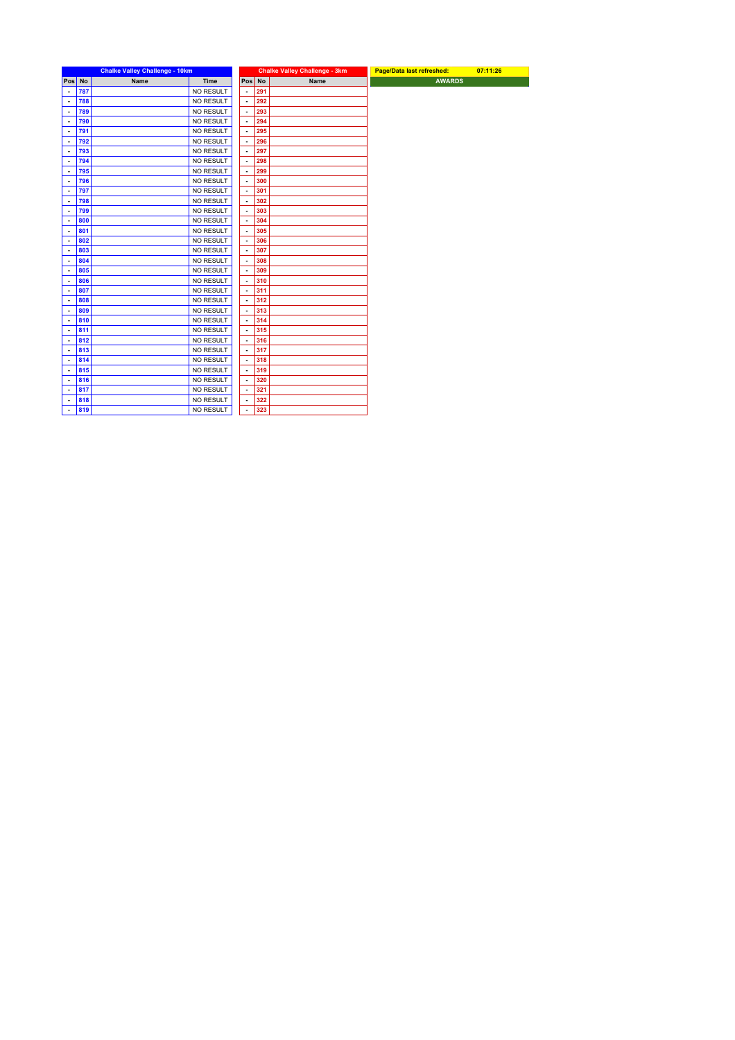## Chalke Valley Challenge - 10km

| Pos | No | Name | Time |
|---|---|---|---|
| - | 787 | | NO RESULT |
| - | 788 | | NO RESULT |
| - | 789 | | NO RESULT |
| - | 790 | | NO RESULT |
| - | 791 | | NO RESULT |
| - | 792 | | NO RESULT |
| - | 793 | | NO RESULT |
| - | 794 | | NO RESULT |
| - | 795 | | NO RESULT |
| - | 796 | | NO RESULT |
| - | 797 | | NO RESULT |
| - | 798 | | NO RESULT |
| - | 799 | | NO RESULT |
| - | 800 | | NO RESULT |
| - | 801 | | NO RESULT |
| - | 802 | | NO RESULT |
| - | 803 | | NO RESULT |
| - | 804 | | NO RESULT |
| - | 805 | | NO RESULT |
| - | 806 | | NO RESULT |
| - | 807 | | NO RESULT |
| - | 808 | | NO RESULT |
| - | 809 | | NO RESULT |
| - | 810 | | NO RESULT |
| - | 811 | | NO RESULT |
| - | 812 | | NO RESULT |
| - | 813 | | NO RESULT |
| - | 814 | | NO RESULT |
| - | 815 | | NO RESULT |
| - | 816 | | NO RESULT |
| - | 817 | | NO RESULT |
| - | 818 | | NO RESULT |
| - | 819 | | NO RESULT |

## Chalke Valley Challenge - 3km

| Pos | No | Name |
|---|---|---|
| - | 291 | |
| - | 292 | |
| - | 293 | |
| - | 294 | |
| - | 295 | |
| - | 296 | |
| - | 297 | |
| - | 298 | |
| - | 299 | |
| - | 300 | |
| - | 301 | |
| - | 302 | |
| - | 303 | |
| - | 304 | |
| - | 305 | |
| - | 306 | |
| - | 307 | |
| - | 308 | |
| - | 309 | |
| - | 310 | |
| - | 311 | |
| - | 312 | |
| - | 313 | |
| - | 314 | |
| - | 315 | |
| - | 316 | |
| - | 317 | |
| - | 318 | |
| - | 319 | |
| - | 320 | |
| - | 321 | |
| - | 322 | |
| - | 323 | |

**Page/Data last refreshed:** 07:11:26

**AWARDS**